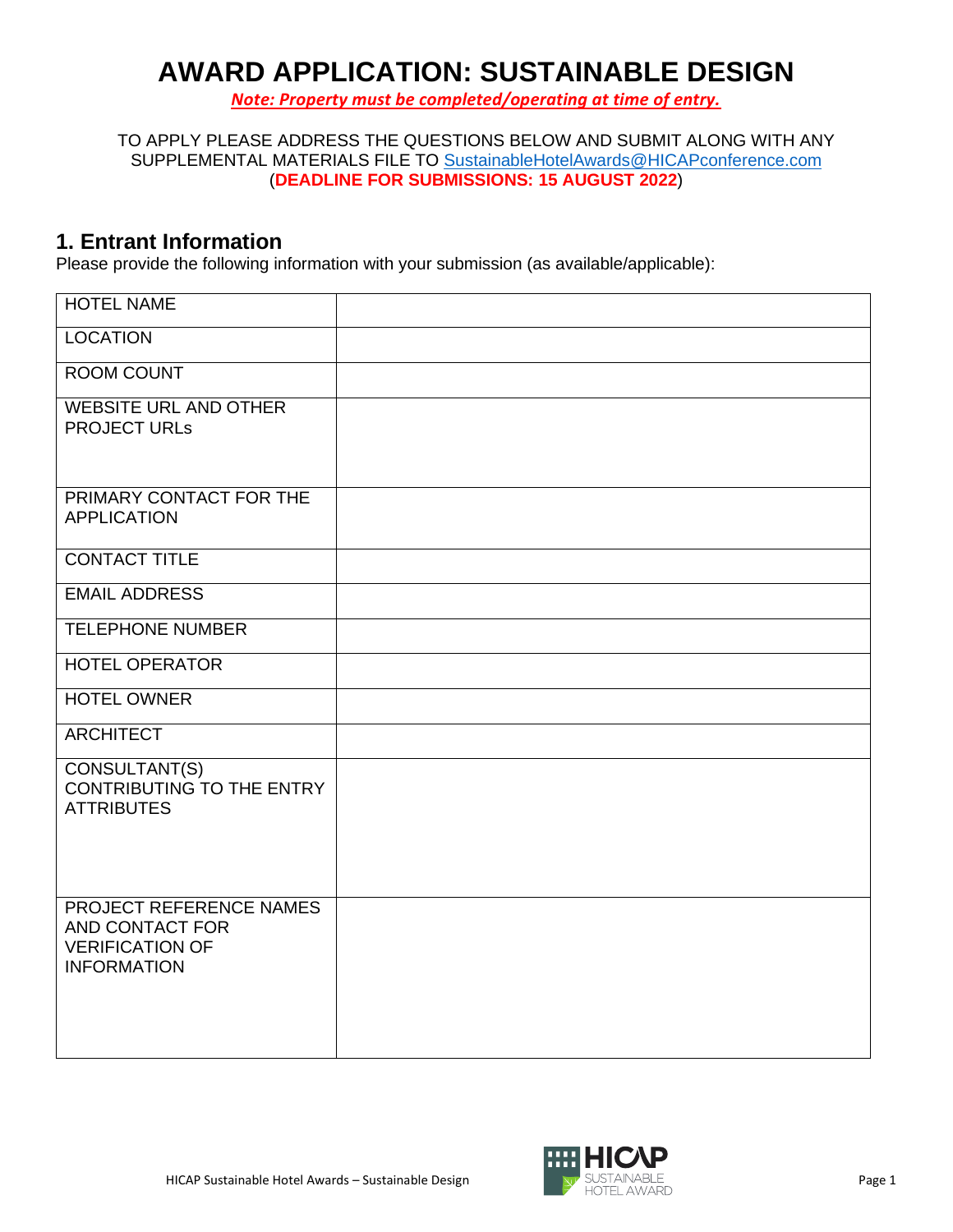# AWARD APPLICATION: SUSTAINABLE DESIGN

***Note: Property must be completed/operating at time of entry.***

TO APPLY PLEASE ADDRESS THE QUESTIONS BELOW AND SUBMIT ALONG WITH ANY SUPPLEMENTAL MATERIALS FILE TO SustainableHotelAwards@HICAPconference.com (**DEADLINE FOR SUBMISSIONS: 15 AUGUST 2022**)

## 1. Entrant Information

Please provide the following information with your submission (as available/applicable):

| | |
|---|---|
| HOTEL NAME | |
| LOCATION | |
| ROOM COUNT | |
| WEBSITE URL AND OTHER PROJECT URLs | |
| PRIMARY CONTACT FOR THE APPLICATION | |
| CONTACT TITLE | |
| EMAIL ADDRESS | |
| TELEPHONE NUMBER | |
| HOTEL OPERATOR | |
| HOTEL OWNER | |
| ARCHITECT | |
| CONSULTANT(S) CONTRIBUTING TO THE ENTRY ATTRIBUTES | |
| PROJECT REFERENCE NAMES AND CONTACT FOR VERIFICATION OF INFORMATION | |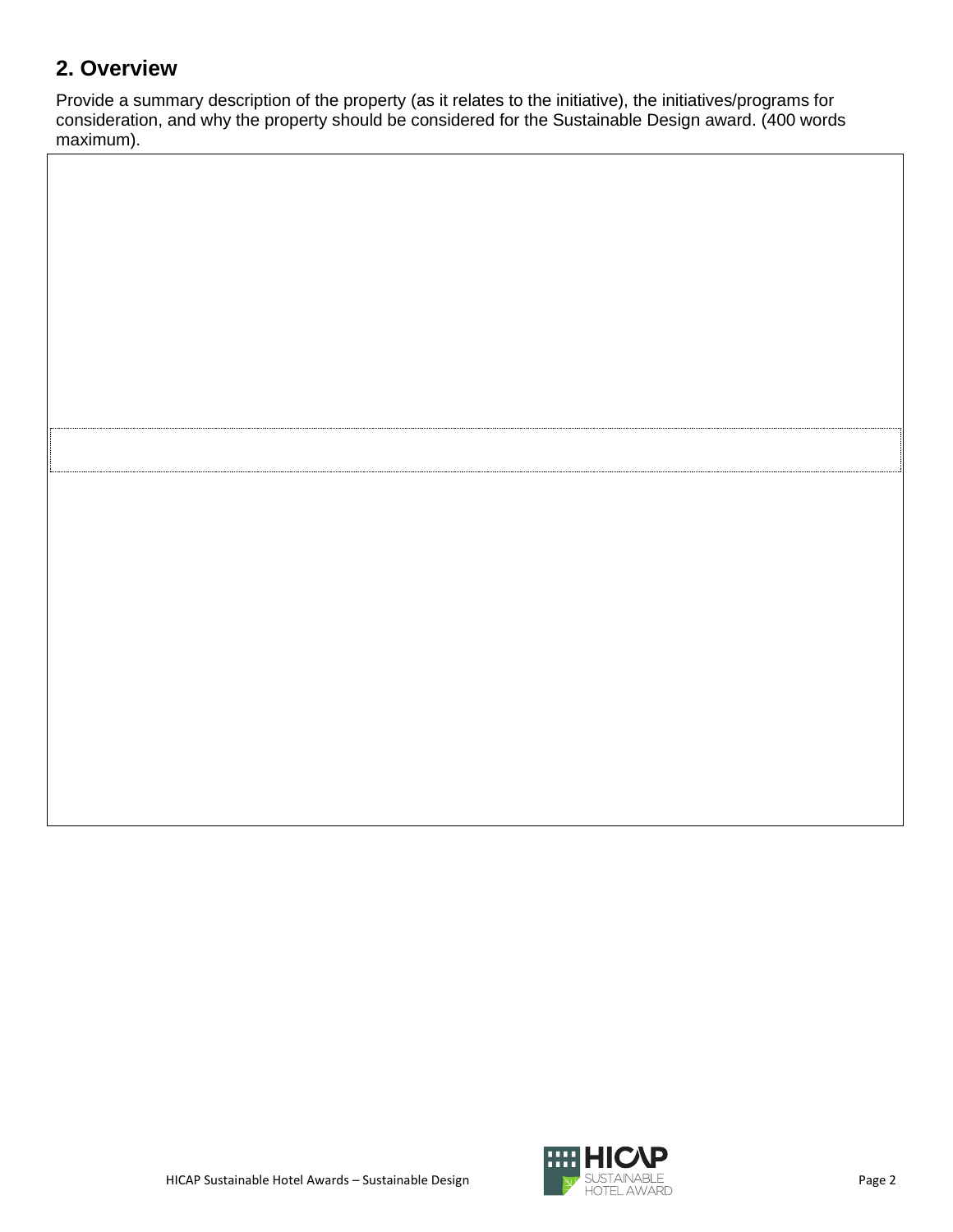## 2. Overview

Provide a summary description of the property (as it relates to the initiative), the initiatives/programs for consideration, and why the property should be considered for the Sustainable Design award. (400 words maximum).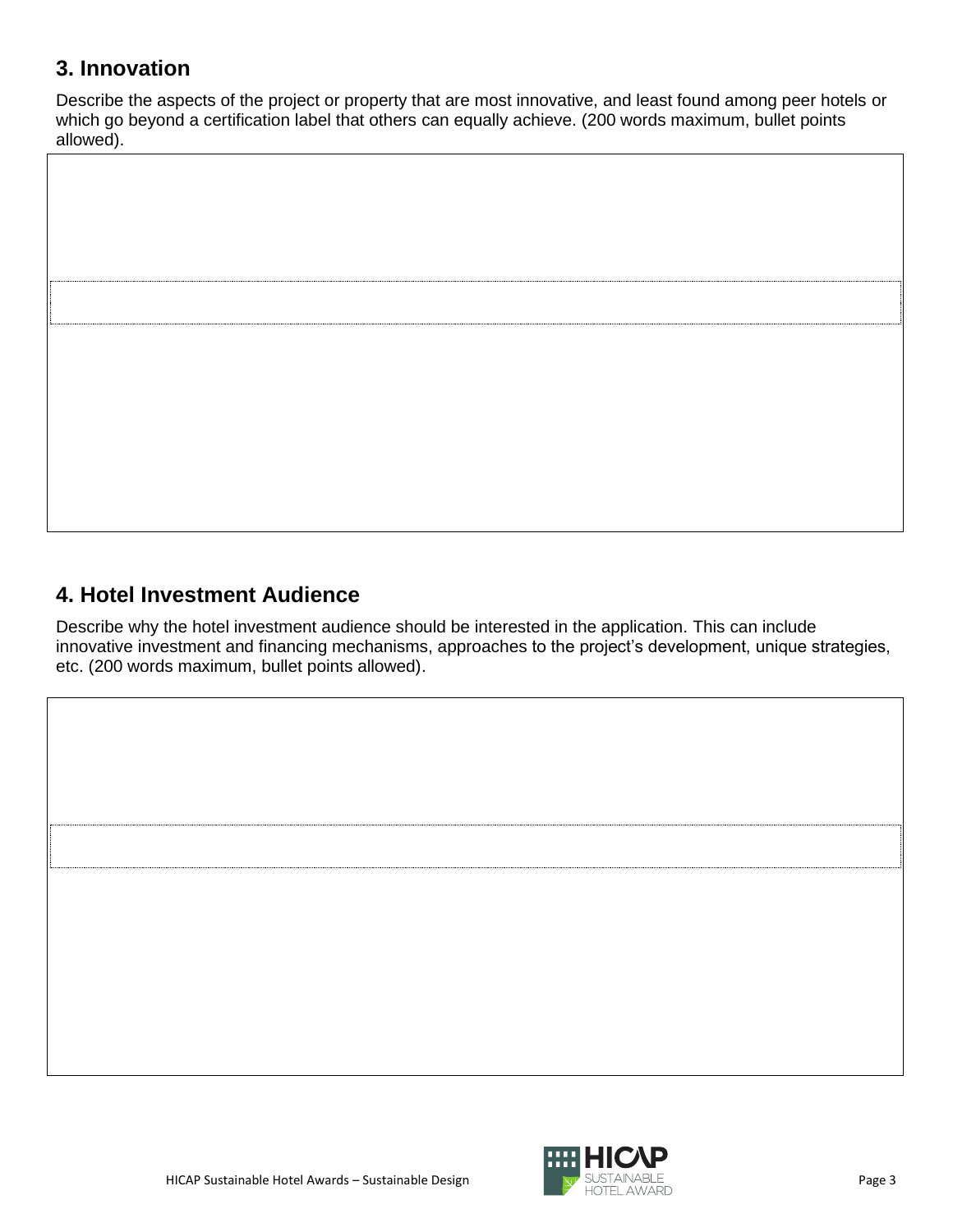## 3. Innovation

Describe the aspects of the project or property that are most innovative, and least found among peer hotels or which go beyond a certification label that others can equally achieve. (200 words maximum, bullet points allowed).

## 4. Hotel Investment Audience

Describe why the hotel investment audience should be interested in the application. This can include innovative investment and financing mechanisms, approaches to the project's development, unique strategies, etc. (200 words maximum, bullet points allowed).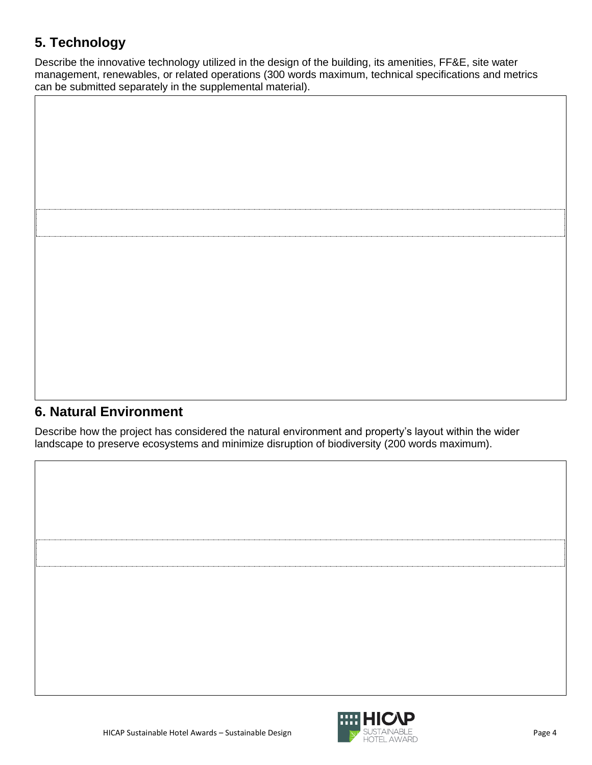## 5. Technology

Describe the innovative technology utilized in the design of the building, its amenities, FF&E, site water management, renewables, or related operations (300 words maximum, technical specifications and metrics can be submitted separately in the supplemental material).

## 6. Natural Environment

Describe how the project has considered the natural environment and property's layout within the wider landscape to preserve ecosystems and minimize disruption of biodiversity (200 words maximum).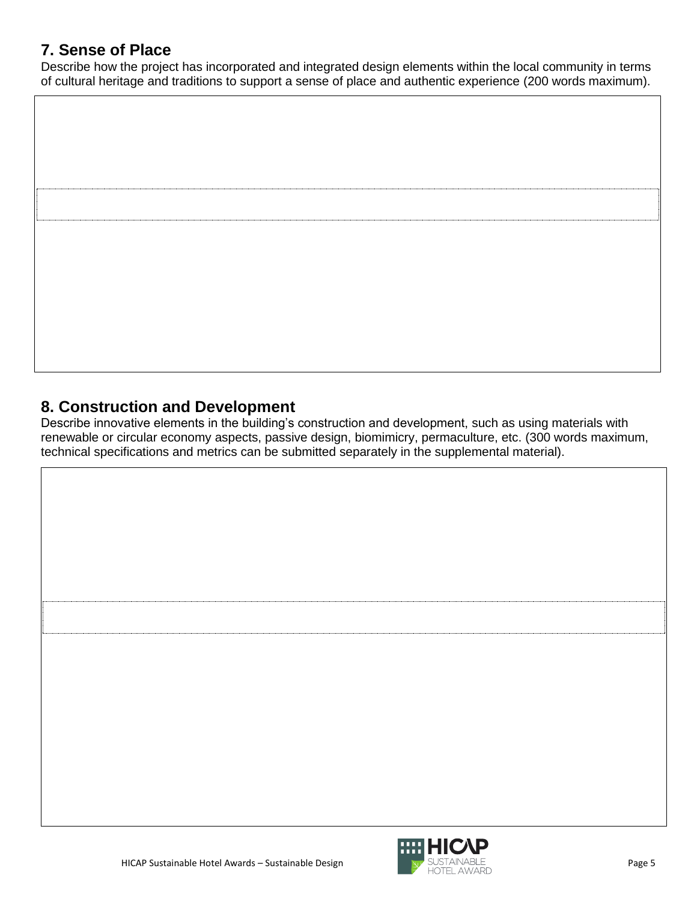## 7. Sense of Place

Describe how the project has incorporated and integrated design elements within the local community in terms of cultural heritage and traditions to support a sense of place and authentic experience (200 words maximum).

## 8. Construction and Development

Describe innovative elements in the building's construction and development, such as using materials with renewable or circular economy aspects, passive design, biomimicry, permaculture, etc. (300 words maximum, technical specifications and metrics can be submitted separately in the supplemental material).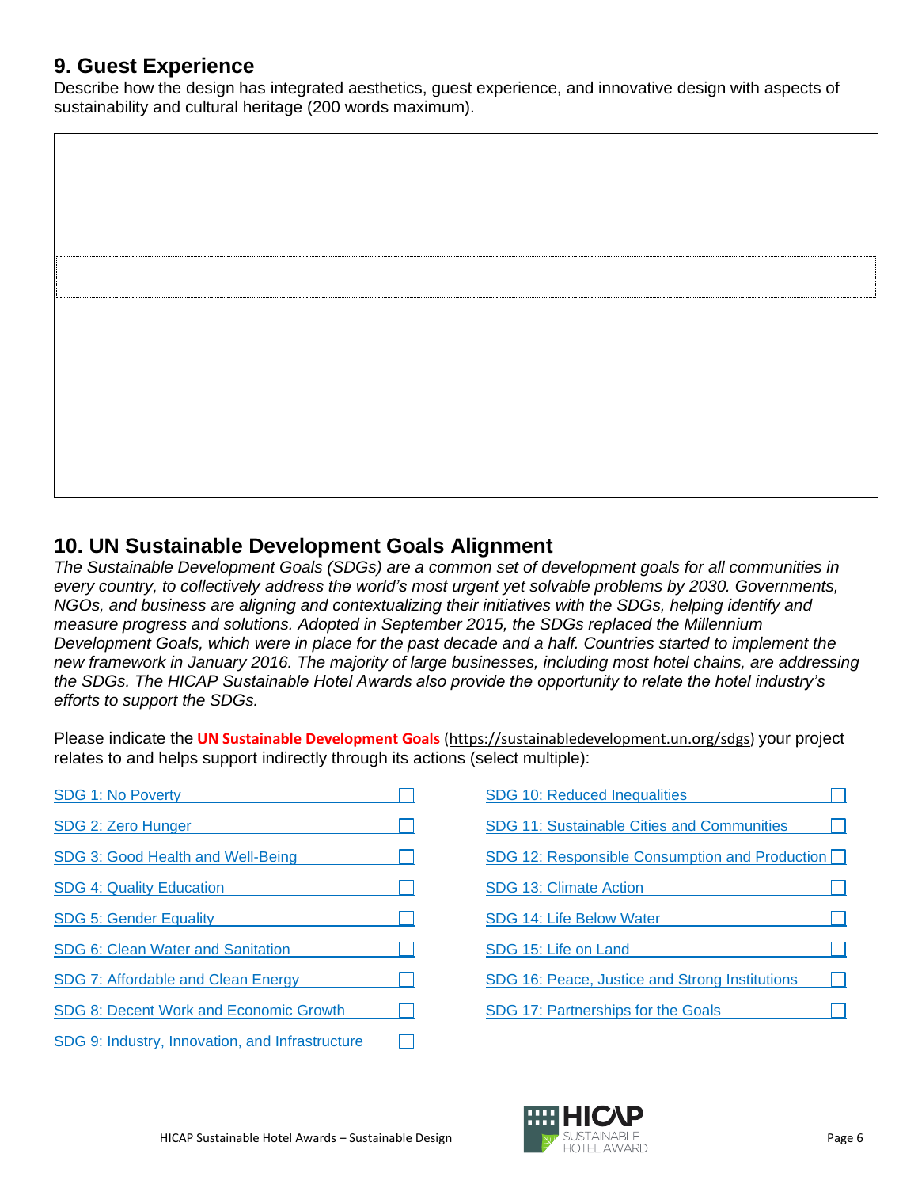## 9. Guest Experience

Describe how the design has integrated aesthetics, guest experience, and innovative design with aspects of sustainability and cultural heritage (200 words maximum).

## 10. UN Sustainable Development Goals Alignment

*The Sustainable Development Goals (SDGs) are a common set of development goals for all communities in every country, to collectively address the world's most urgent yet solvable problems by 2030. Governments, NGOs, and business are aligning and contextualizing their initiatives with the SDGs, helping identify and measure progress and solutions. Adopted in September 2015, the SDGs replaced the Millennium Development Goals, which were in place for the past decade and a half. Countries started to implement the new framework in January 2016. The majority of large businesses, including most hotel chains, are addressing the SDGs. The HICAP Sustainable Hotel Awards also provide the opportunity to relate the hotel industry's efforts to support the SDGs.*

Please indicate the **UN Sustainable Development Goals** (https://sustainabledevelopment.un.org/sdgs) your project relates to and helps support indirectly through its actions (select multiple):

- ☐ SDG 1: No Poverty
- ☐ SDG 2: Zero Hunger
- ☐ SDG 3: Good Health and Well-Being
- ☐ SDG 4: Quality Education
- ☐ SDG 5: Gender Equality
- ☐ SDG 6: Clean Water and Sanitation
- ☐ SDG 7: Affordable and Clean Energy
- ☐ SDG 8: Decent Work and Economic Growth
- ☐ SDG 9: Industry, Innovation, and Infrastructure
- ☐ SDG 10: Reduced Inequalities
- ☐ SDG 11: Sustainable Cities and Communities
- ☐ SDG 12: Responsible Consumption and Production
- ☐ SDG 13: Climate Action
- ☐ SDG 14: Life Below Water
- ☐ SDG 15: Life on Land
- ☐ SDG 16: Peace, Justice and Strong Institutions
- ☐ SDG 17: Partnerships for the Goals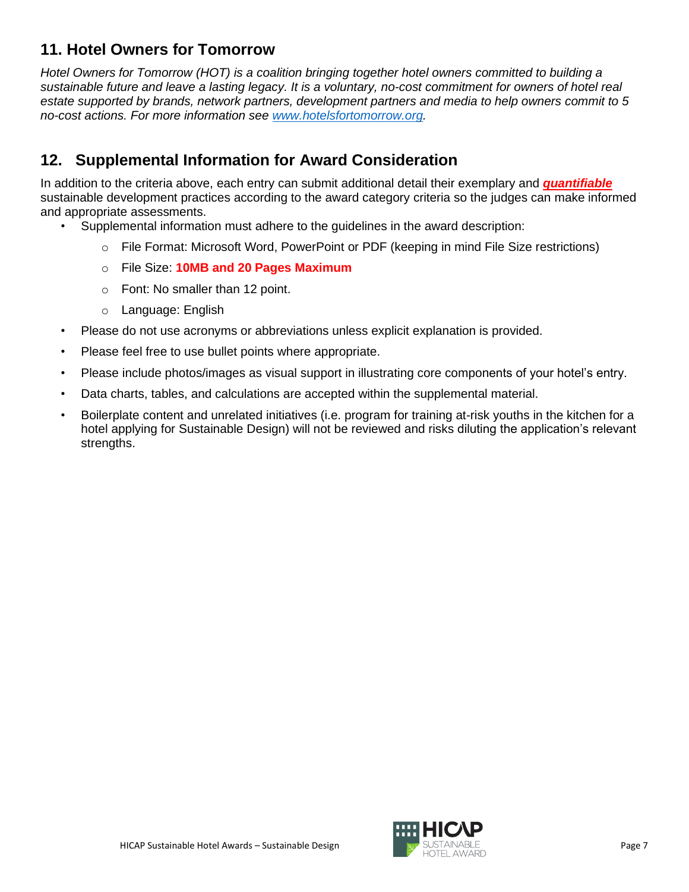## 11. Hotel Owners for Tomorrow

*Hotel Owners for Tomorrow (HOT) is a coalition bringing together hotel owners committed to building a sustainable future and leave a lasting legacy. It is a voluntary, no-cost commitment for owners of hotel real estate supported by brands, network partners, development partners and media to help owners commit to 5 no-cost actions. For more information see [www.hotelsfortomorrow.org](http://www.hotelsfortomorrow.org).*

## 12. Supplemental Information for Award Consideration

In addition to the criteria above, each entry can submit additional detail their exemplary and ***quantifiable*** sustainable development practices according to the award category criteria so the judges can make informed and appropriate assessments.

- Supplemental information must adhere to the guidelines in the award description:
  - File Format: Microsoft Word, PowerPoint or PDF (keeping in mind File Size restrictions)
  - File Size: **10MB and 20 Pages Maximum**
  - Font: No smaller than 12 point.
  - Language: English
- Please do not use acronyms or abbreviations unless explicit explanation is provided.
- Please feel free to use bullet points where appropriate.
- Please include photos/images as visual support in illustrating core components of your hotel's entry.
- Data charts, tables, and calculations are accepted within the supplemental material.
- Boilerplate content and unrelated initiatives (i.e. program for training at-risk youths in the kitchen for a hotel applying for Sustainable Design) will not be reviewed and risks diluting the application's relevant strengths.